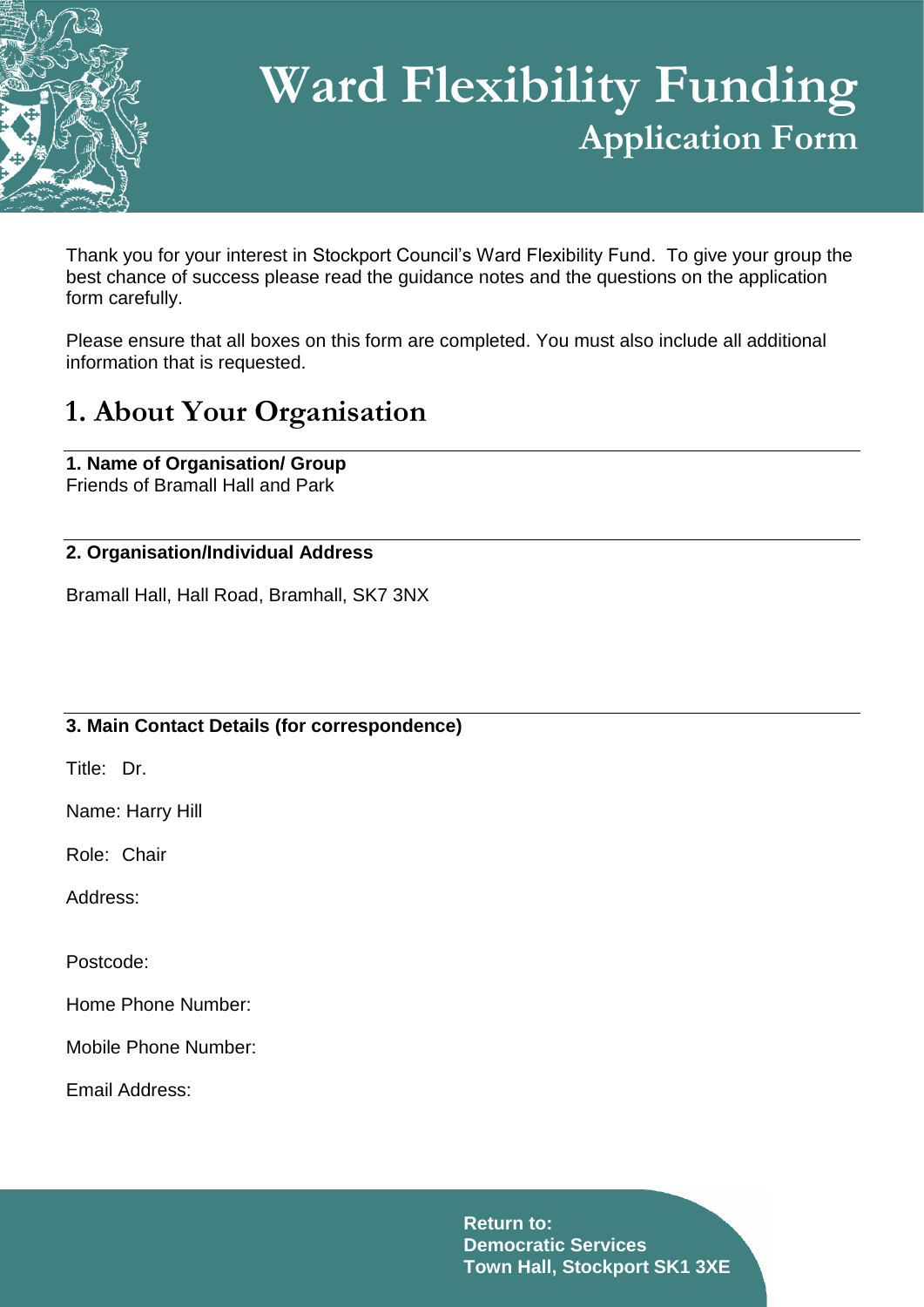# Ward Flexibility Funding
## Application Form

Thank you for your interest in Stockport Council's Ward Flexibility Fund. To give your group the best chance of success please read the guidance notes and the questions on the application form carefully.

Please ensure that all boxes on this form are completed. You must also include all additional information that is requested.

## 1. About Your Organisation

**1. Name of Organisation/ Group**
Friends of Bramall Hall and Park

**2. Organisation/Individual Address**

Bramall Hall, Hall Road, Bramhall, SK7 3NX

**3. Main Contact Details (for correspondence)**

Title: Dr.

Name: Harry Hill

Role: Chair

Address:

Postcode:

Home Phone Number:

Mobile Phone Number:

Email Address:

**Return to:**
**Democratic Services**
**Town Hall, Stockport SK1 3XE**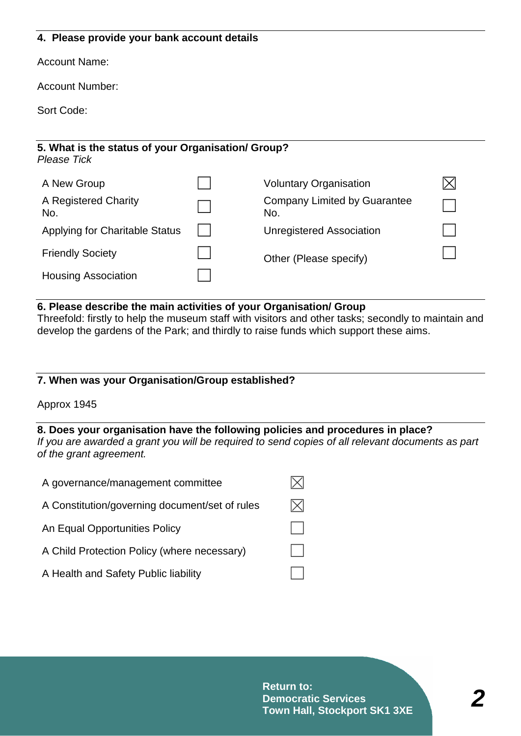### 4. Please provide your bank account details

Account Name:

Account Number:

Sort Code:

### 5. What is the status of your Organisation/ Group?

*Please Tick*

| | | | |
|---|---|---|---|
| A New Group | ☐ | Voluntary Organisation | ☒ |
| A Registered Charity No. | ☐ | Company Limited by Guarantee No. | ☐ |
| Applying for Charitable Status | ☐ | Unregistered Association | ☐ |
| Friendly Society | ☐ | Other (Please specify) | ☐ |
| Housing Association | ☐ | | |

### 6. Please describe the main activities of your Organisation/ Group

Threefold: firstly to help the museum staff with visitors and other tasks; secondly to maintain and develop the gardens of the Park; and thirdly to raise funds which support these aims.

### 7. When was your Organisation/Group established?

Approx 1945

### 8. Does your organisation have the following policies and procedures in place?

*If you are awarded a grant you will be required to send copies of all relevant documents as part of the grant agreement.*

| | |
|---|---|
| A governance/management committee | ☒ |
| A Constitution/governing document/set of rules | ☒ |
| An Equal Opportunities Policy | ☐ |
| A Child Protection Policy (where necessary) | ☐ |
| A Health and Safety Public liability | ☐ |

**Return to:**
**Democratic Services**
**Town Hall, Stockport SK1 3XE**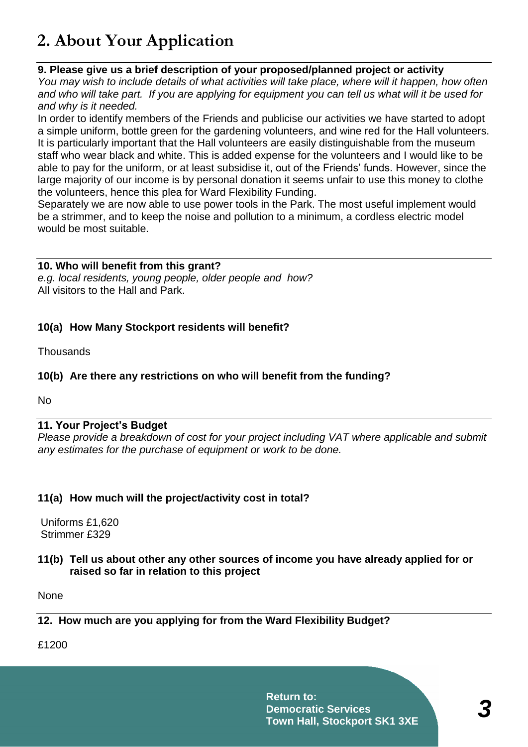# 2. About Your Application

**9. Please give us a brief description of your proposed/planned project or activity**

*You may wish to include details of what activities will take place, where will it happen, how often and who will take part. If you are applying for equipment you can tell us what will it be used for and why is it needed.*

In order to identify members of the Friends and publicise our activities we have started to adopt a simple uniform, bottle green for the gardening volunteers, and wine red for the Hall volunteers. It is particularly important that the Hall volunteers are easily distinguishable from the museum staff who wear black and white. This is added expense for the volunteers and I would like to be able to pay for the uniform, or at least subsidise it, out of the Friends' funds. However, since the large majority of our income is by personal donation it seems unfair to use this money to clothe the volunteers, hence this plea for Ward Flexibility Funding.

Separately we are now able to use power tools in the Park. The most useful implement would be a strimmer, and to keep the noise and pollution to a minimum, a cordless electric model would be most suitable.

**10. Who will benefit from this grant?**

*e.g. local residents, young people, older people and how?*

All visitors to the Hall and Park.

**10(a) How Many Stockport residents will benefit?**

Thousands

**10(b) Are there any restrictions on who will benefit from the funding?**

No

**11. Your Project's Budget**

*Please provide a breakdown of cost for your project including VAT where applicable and submit any estimates for the purchase of equipment or work to be done.*

**11(a) How much will the project/activity cost in total?**

Uniforms £1,620
Strimmer £329

**11(b) Tell us about other any other sources of income you have already applied for or raised so far in relation to this project**

None

**12. How much are you applying for from the Ward Flexibility Budget?**

£1200

**Return to:**
**Democratic Services**
**Town Hall, Stockport SK1 3XE**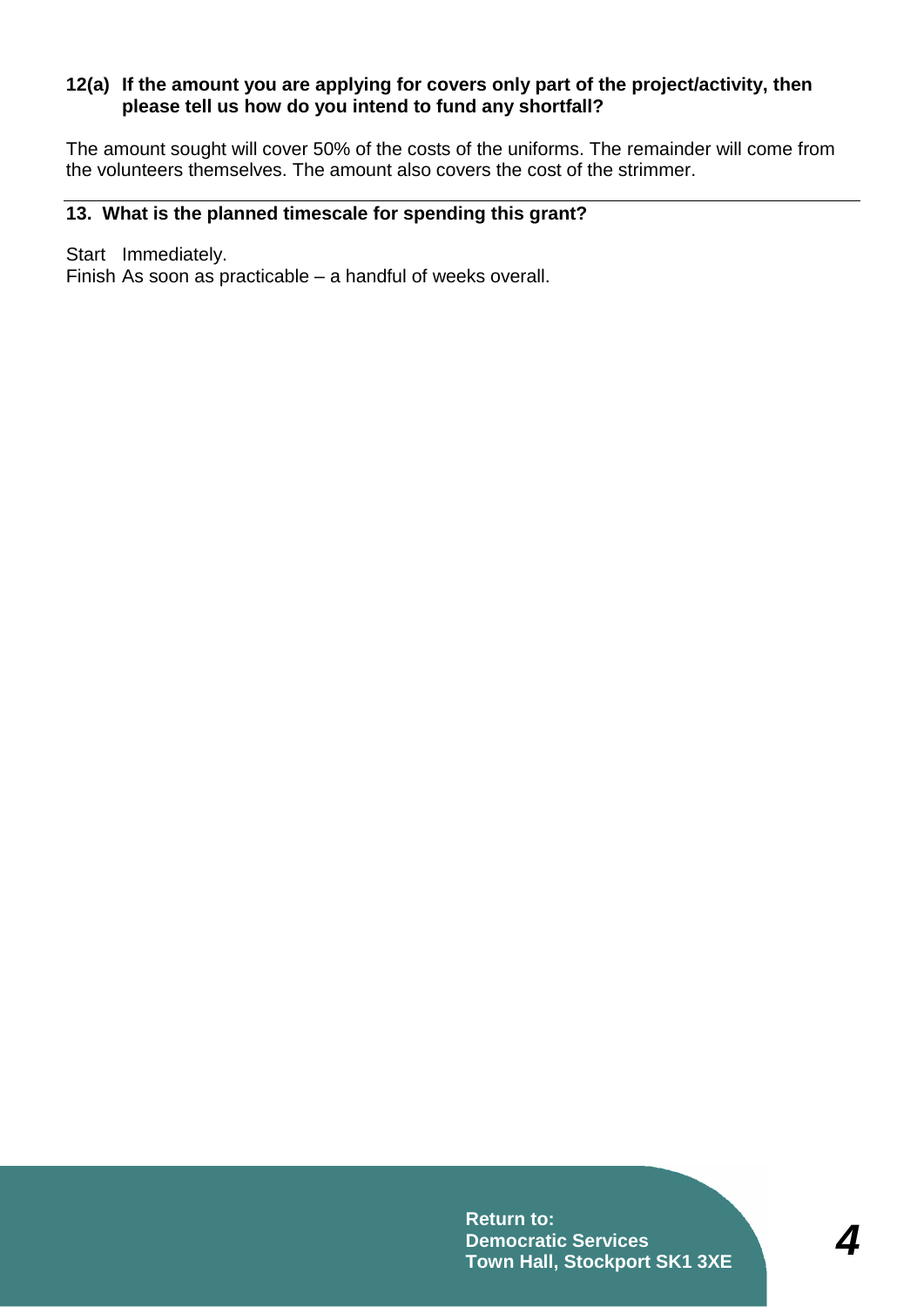**12(a) If the amount you are applying for covers only part of the project/activity, then please tell us how do you intend to fund any shortfall?**

The amount sought will cover 50% of the costs of the uniforms. The remainder will come from the volunteers themselves. The amount also covers the cost of the strimmer.

---

**13. What is the planned timescale for spending this grant?**

Start Immediately.
Finish As soon as practicable – a handful of weeks overall.

**Return to:**
**Democratic Services**
**Town Hall, Stockport SK1 3XE**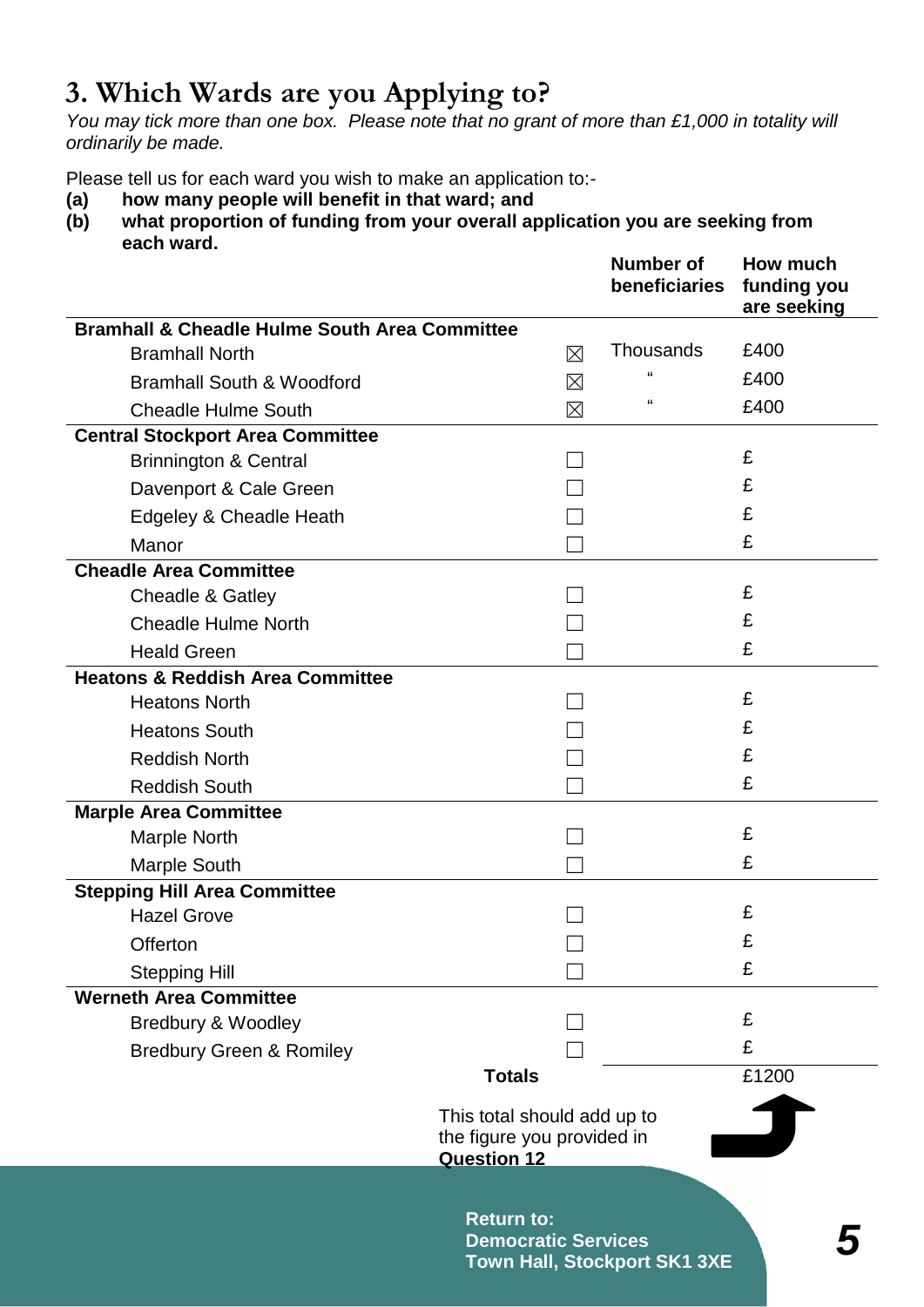## 3. Which Wards are you Applying to?

*You may tick more than one box. Please note that no grant of more than £1,000 in totality will ordinarily be made.*

Please tell us for each ward you wish to make an application to:-

**(a) how many people will benefit in that ward; and**

**(b) what proportion of funding from your overall application you are seeking from each ward.**

| | | Number of beneficiaries | How much funding you are seeking |
|---|---|---|---|
| **Bramhall & Cheadle Hulme South Area Committee** | | | |
| Bramhall North | ☒ | Thousands | £400 |
| Bramhall South & Woodford | ☒ | " | £400 |
| Cheadle Hulme South | ☒ | " | £400 |
| **Central Stockport Area Committee** | | | |
| Brinnington & Central | ☐ | | £ |
| Davenport & Cale Green | ☐ | | £ |
| Edgeley & Cheadle Heath | ☐ | | £ |
| Manor | ☐ | | £ |
| **Cheadle Area Committee** | | | |
| Cheadle & Gatley | ☐ | | £ |
| Cheadle Hulme North | ☐ | | £ |
| Heald Green | ☐ | | £ |
| **Heatons & Reddish Area Committee** | | | |
| Heatons North | ☐ | | £ |
| Heatons South | ☐ | | £ |
| Reddish North | ☐ | | £ |
| Reddish South | ☐ | | £ |
| **Marple Area Committee** | | | |
| Marple North | ☐ | | £ |
| Marple South | ☐ | | £ |
| **Stepping Hill Area Committee** | | | |
| Hazel Grove | ☐ | | £ |
| Offerton | ☐ | | £ |
| Stepping Hill | ☐ | | £ |
| **Werneth Area Committee** | | | |
| Bredbury & Woodley | ☐ | | £ |
| Bredbury Green & Romiley | ☐ | | £ |
| **Totals** | | | £1200 |

This total should add up to the figure you provided in **Question 12**

**Return to:**
**Democratic Services**
**Town Hall, Stockport SK1 3XE**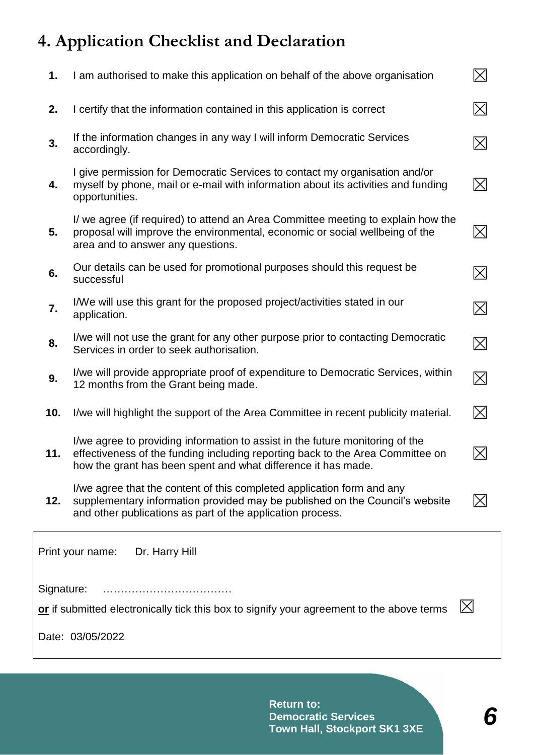## 4. Application Checklist and Declaration

| | | |
|---|---|---|
| **1.** | I am authorised to make this application on behalf of the above organisation | ☒ |
| **2.** | I certify that the information contained in this application is correct | ☒ |
| **3.** | If the information changes in any way I will inform Democratic Services accordingly. | ☒ |
| **4.** | I give permission for Democratic Services to contact my organisation and/or myself by phone, mail or e-mail with information about its activities and funding opportunities. | ☒ |
| **5.** | I/ we agree (if required) to attend an Area Committee meeting to explain how the proposal will improve the environmental, economic or social wellbeing of the area and to answer any questions. | ☒ |
| **6.** | Our details can be used for promotional purposes should this request be successful | ☒ |
| **7.** | I/We will use this grant for the proposed project/activities stated in our application. | ☒ |
| **8.** | I/we will not use the grant for any other purpose prior to contacting Democratic Services in order to seek authorisation. | ☒ |
| **9.** | I/we will provide appropriate proof of expenditure to Democratic Services, within 12 months from the Grant being made. | ☒ |
| **10.** | I/we will highlight the support of the Area Committee in recent publicity material. | ☒ |
| **11.** | I/we agree to providing information to assist in the future monitoring of the effectiveness of the funding including reporting back to the Area Committee on how the grant has been spent and what difference it has made. | ☒ |
| **12.** | I/we agree that the content of this completed application form and any supplementary information provided may be published on the Council's website and other publications as part of the application process. | ☒ |

Print your name: Dr. Harry Hill

Signature: ………………………………

**or** if submitted electronically tick this box to signify your agreement to the above terms ☒

Date: 03/05/2022

**Return to:**
**Democratic Services**
**Town Hall, Stockport SK1 3XE**